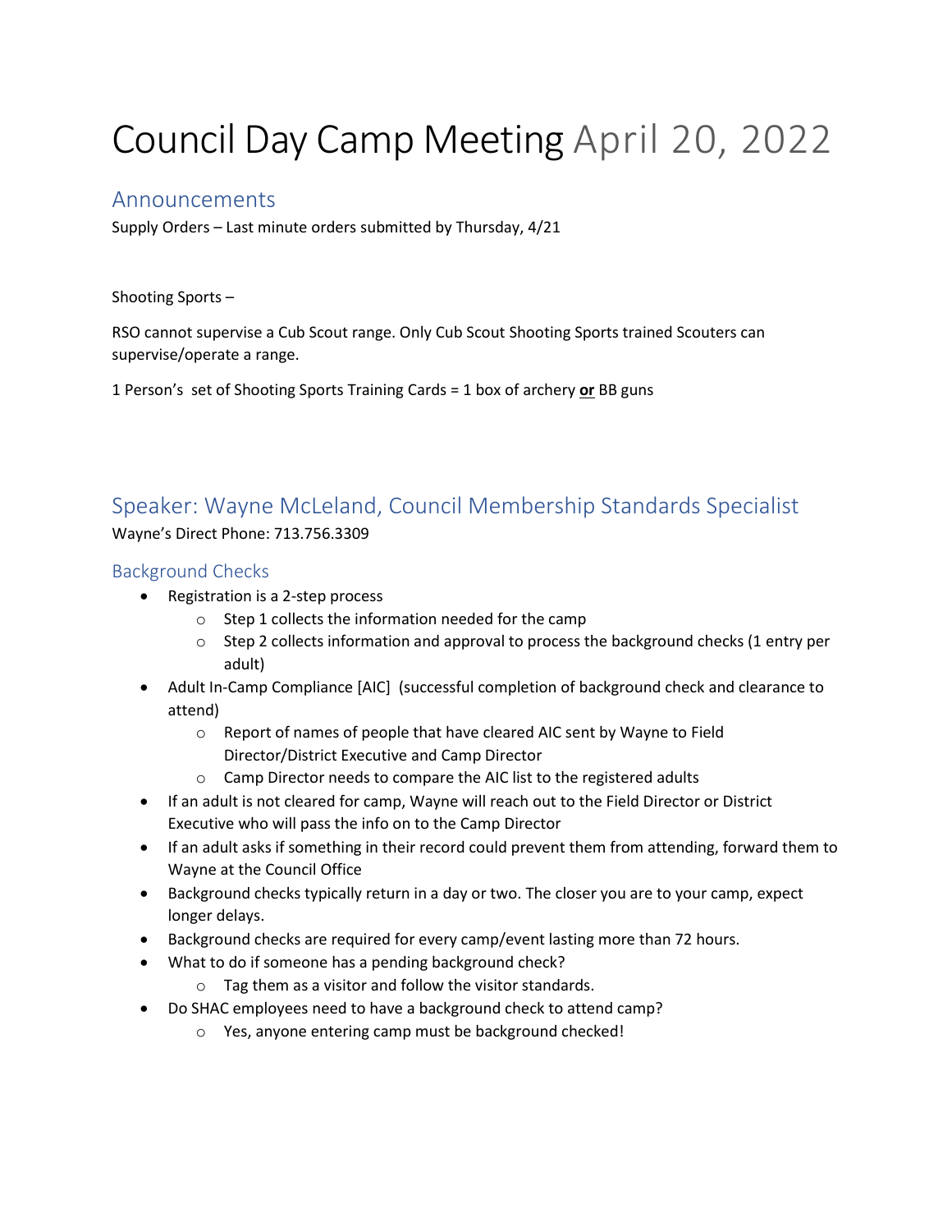# Council Day Camp Meeting April 20, 2022

## Announcements

Supply Orders – Last minute orders submitted by Thursday, 4/21

Shooting Sports –

RSO cannot supervise a Cub Scout range. Only Cub Scout Shooting Sports trained Scouters can supervise/operate a range.

1 Person's set of Shooting Sports Training Cards = 1 box of archery <u>**or**</u> BB guns

## Speaker: Wayne McLeland, Council Membership Standards Specialist

Wayne's Direct Phone: 713.756.3309

### Background Checks

- Registration is a 2-step process
  - Step 1 collects the information needed for the camp
  - Step 2 collects information and approval to process the background checks (1 entry per adult)
- Adult In-Camp Compliance [AIC] (successful completion of background check and clearance to attend)
  - Report of names of people that have cleared AIC sent by Wayne to Field Director/District Executive and Camp Director
  - Camp Director needs to compare the AIC list to the registered adults
- If an adult is not cleared for camp, Wayne will reach out to the Field Director or District Executive who will pass the info on to the Camp Director
- If an adult asks if something in their record could prevent them from attending, forward them to Wayne at the Council Office
- Background checks typically return in a day or two. The closer you are to your camp, expect longer delays.
- Background checks are required for every camp/event lasting more than 72 hours.
- What to do if someone has a pending background check?
  - Tag them as a visitor and follow the visitor standards.
- Do SHAC employees need to have a background check to attend camp?
  - Yes, anyone entering camp must be background checked!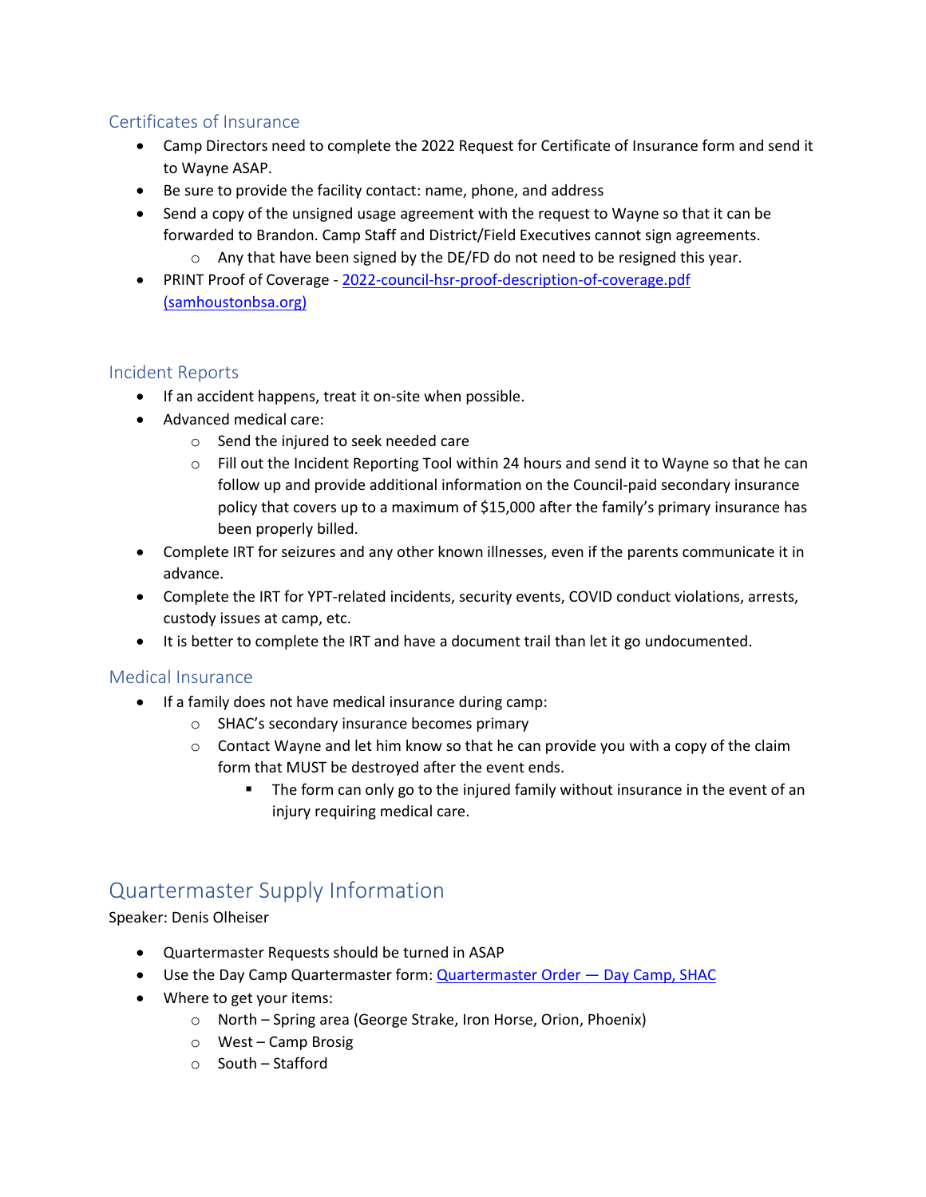### Certificates of Insurance

- Camp Directors need to complete the 2022 Request for Certificate of Insurance form and send it to Wayne ASAP.
- Be sure to provide the facility contact: name, phone, and address
- Send a copy of the unsigned usage agreement with the request to Wayne so that it can be forwarded to Brandon. Camp Staff and District/Field Executives cannot sign agreements.
  - Any that have been signed by the DE/FD do not need to be resigned this year.
- PRINT Proof of Coverage - [2022-council-hsr-proof-description-of-coverage.pdf (samhoustonbsa.org)]()

### Incident Reports

- If an accident happens, treat it on-site when possible.
- Advanced medical care:
  - Send the injured to seek needed care
  - Fill out the Incident Reporting Tool within 24 hours and send it to Wayne so that he can follow up and provide additional information on the Council-paid secondary insurance policy that covers up to a maximum of $15,000 after the family's primary insurance has been properly billed.
- Complete IRT for seizures and any other known illnesses, even if the parents communicate it in advance.
- Complete the IRT for YPT-related incidents, security events, COVID conduct violations, arrests, custody issues at camp, etc.
- It is better to complete the IRT and have a document trail than let it go undocumented.

### Medical Insurance

- If a family does not have medical insurance during camp:
  - SHAC's secondary insurance becomes primary
  - Contact Wayne and let him know so that he can provide you with a copy of the claim form that MUST be destroyed after the event ends.
    - The form can only go to the injured family without insurance in the event of an injury requiring medical care.

## Quartermaster Supply Information

Speaker: Denis Olheiser

- Quartermaster Requests should be turned in ASAP
- Use the Day Camp Quartermaster form: [Quartermaster Order — Day Camp, SHAC]()
- Where to get your items:
  - North – Spring area (George Strake, Iron Horse, Orion, Phoenix)
  - West – Camp Brosig
  - South – Stafford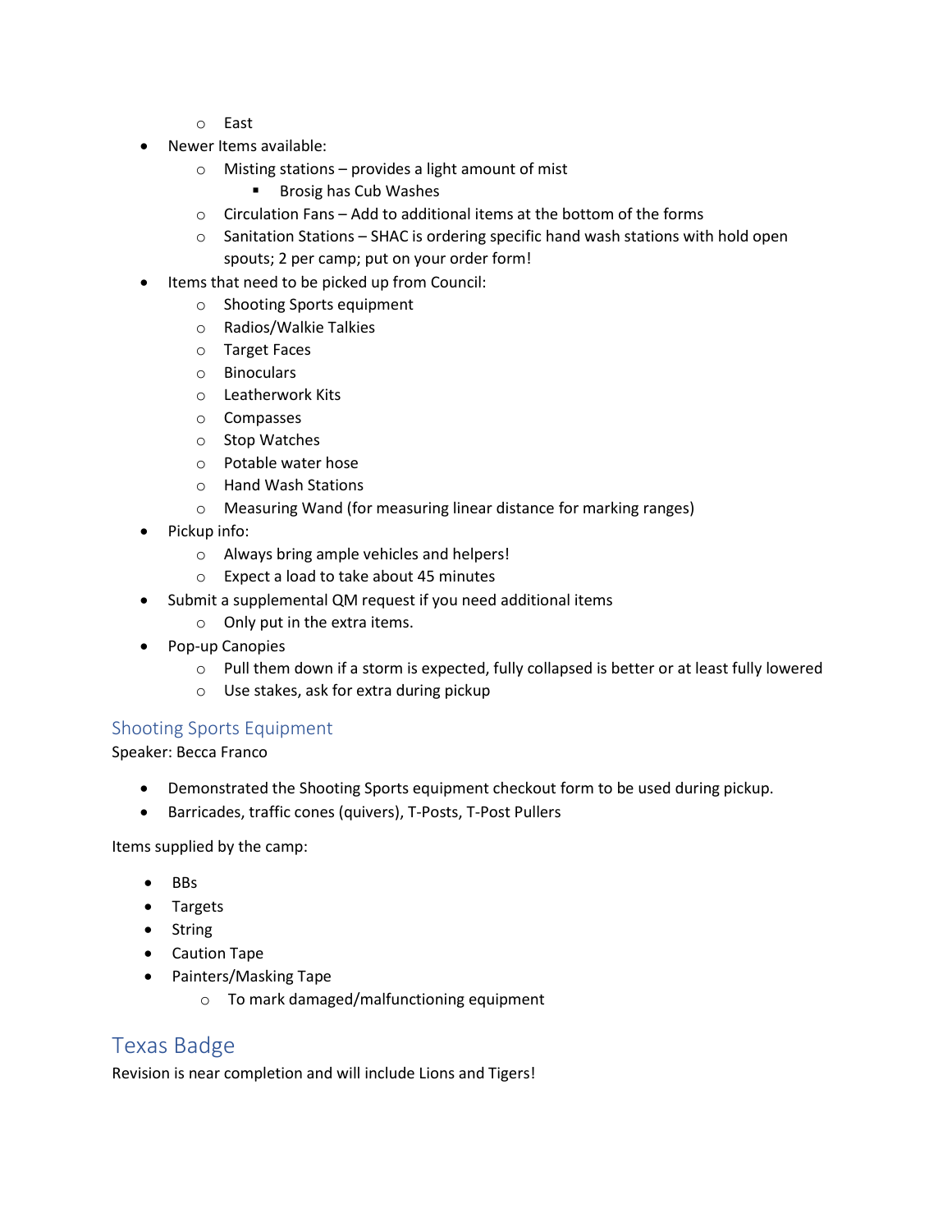- East
- Newer Items available:
  - Misting stations – provides a light amount of mist
    - Brosig has Cub Washes
  - Circulation Fans – Add to additional items at the bottom of the forms
  - Sanitation Stations – SHAC is ordering specific hand wash stations with hold open spouts; 2 per camp; put on your order form!
- Items that need to be picked up from Council:
  - Shooting Sports equipment
  - Radios/Walkie Talkies
  - Target Faces
  - Binoculars
  - Leatherwork Kits
  - Compasses
  - Stop Watches
  - Potable water hose
  - Hand Wash Stations
  - Measuring Wand (for measuring linear distance for marking ranges)
- Pickup info:
  - Always bring ample vehicles and helpers!
  - Expect a load to take about 45 minutes
- Submit a supplemental QM request if you need additional items
  - Only put in the extra items.
- Pop-up Canopies
  - Pull them down if a storm is expected, fully collapsed is better or at least fully lowered
  - Use stakes, ask for extra during pickup

### Shooting Sports Equipment

Speaker: Becca Franco

- Demonstrated the Shooting Sports equipment checkout form to be used during pickup.
- Barricades, traffic cones (quivers), T-Posts, T-Post Pullers

Items supplied by the camp:

- BBs
- Targets
- String
- Caution Tape
- Painters/Masking Tape
  - To mark damaged/malfunctioning equipment

## Texas Badge

Revision is near completion and will include Lions and Tigers!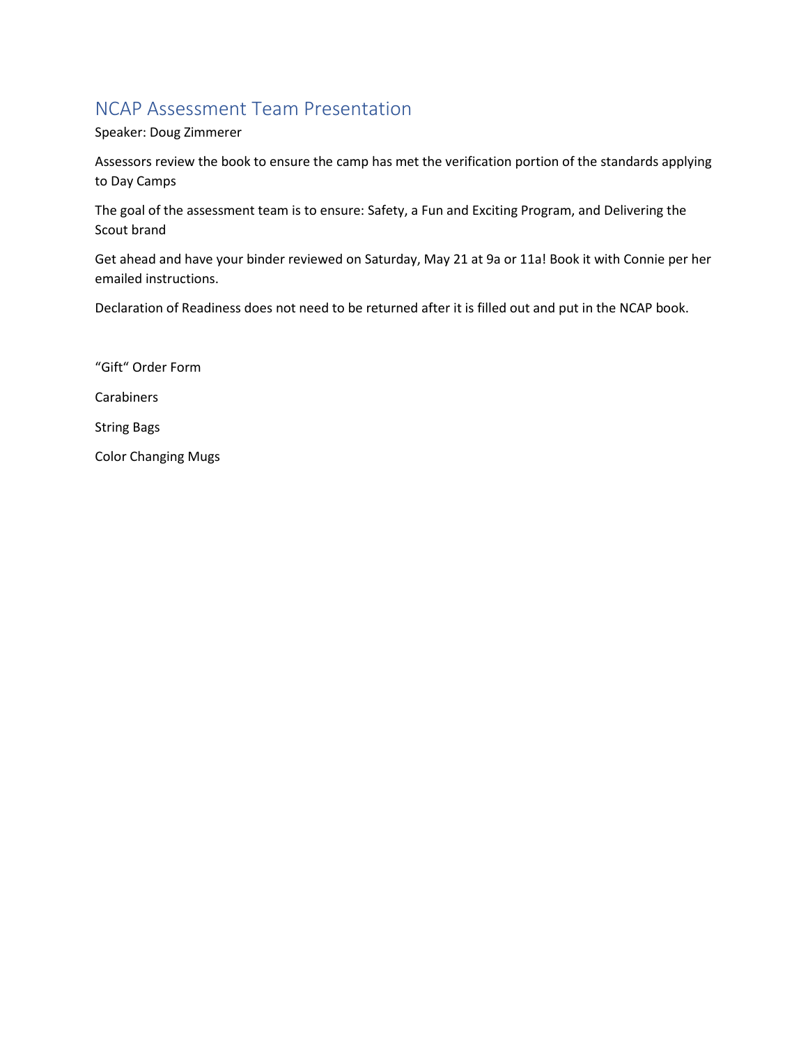## NCAP Assessment Team Presentation

Speaker: Doug Zimmerer

Assessors review the book to ensure the camp has met the verification portion of the standards applying to Day Camps

The goal of the assessment team is to ensure: Safety, a Fun and Exciting Program, and Delivering the Scout brand

Get ahead and have your binder reviewed on Saturday, May 21 at 9a or 11a! Book it with Connie per her emailed instructions.

Declaration of Readiness does not need to be returned after it is filled out and put in the NCAP book.

"Gift" Order Form

Carabiners

String Bags

Color Changing Mugs